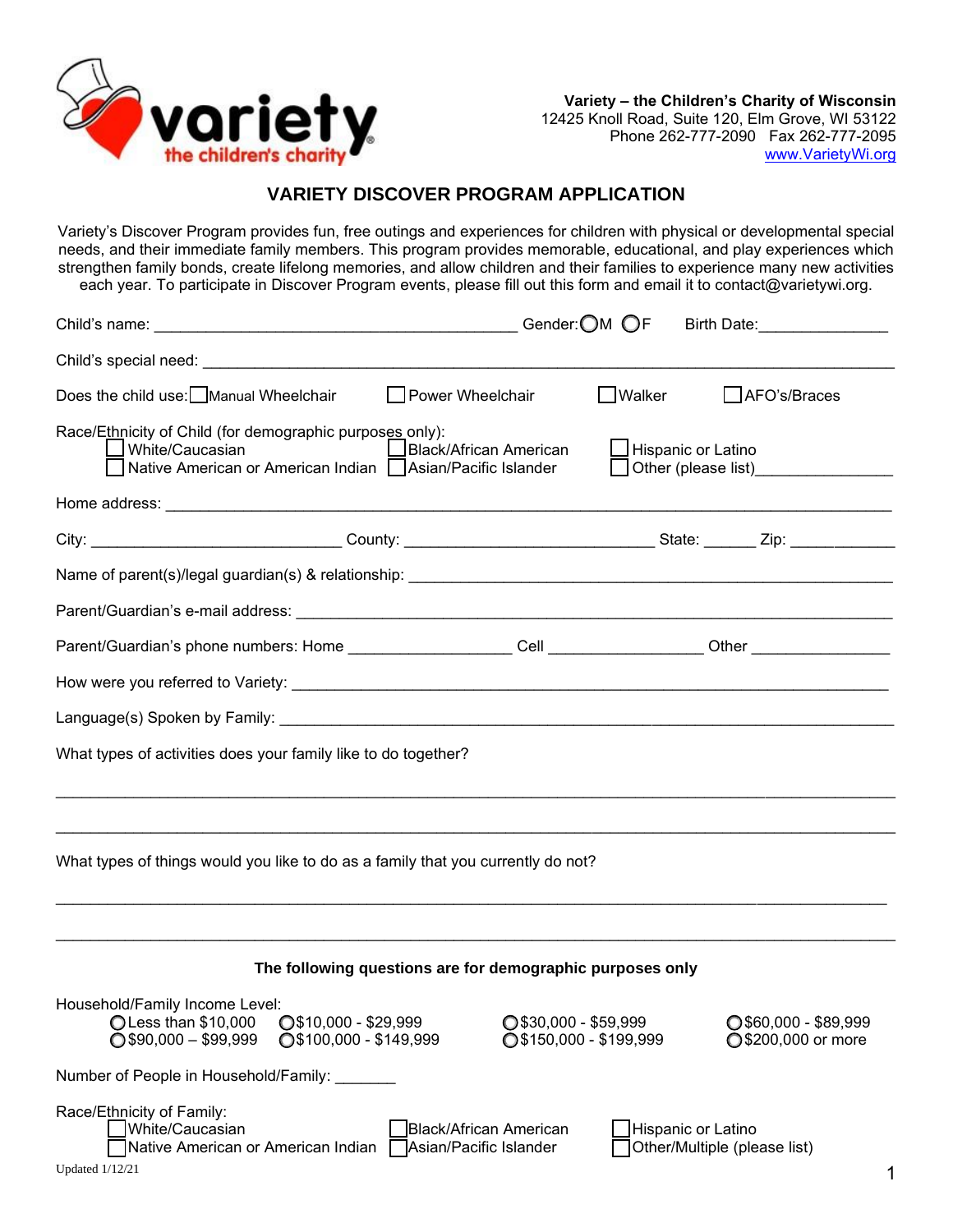variety
the children's charity

**Variety – the Children's Charity of Wisconsin**
12425 Knoll Road, Suite 120, Elm Grove, WI 53122
Phone 262-777-2090 Fax 262-777-2095
www.VarietyWi.org

## VARIETY DISCOVER PROGRAM APPLICATION

Variety's Discover Program provides fun, free outings and experiences for children with physical or developmental special needs, and their immediate family members. This program provides memorable, educational, and play experiences which strengthen family bonds, create lifelong memories, and allow children and their families to experience many new activities each year. To participate in Discover Program events, please fill out this form and email it to contact@varietywi.org.

Child's name: ________________________________________ Gender: ○M ○F Birth Date:______________

Child's special need: ________________________________________________________________________________

Does the child use: ☐ Manual Wheelchair ☐ Power Wheelchair ☐ Walker ☐ AFO's/Braces

Race/Ethnicity of Child (for demographic purposes only):
- ☐ White/Caucasian
- ☐ Black/African American
- ☐ Hispanic or Latino
- ☐ Native American or American Indian
- ☐ Asian/Pacific Islander
- ☐ Other (please list)________________

Home address: ________________________________________________________________________________

City: ____________________________ County: ____________________________ State: ______ Zip: ____________

Name of parent(s)/legal guardian(s) & relationship: ______________________________________________________

Parent/Guardian's e-mail address: ______________________________________________________________________

Parent/Guardian's phone numbers: Home __________________ Cell _________________ Other ________________

How were you referred to Variety: ______________________________________________________________________

Language(s) Spoken by Family: ______________________________________________________________________

What types of activities does your family like to do together?

______________________________________________________________________________________________

______________________________________________________________________________________________

What types of things would you like to do as a family that you currently do not?

______________________________________________________________________________________________

______________________________________________________________________________________________

**The following questions are for demographic purposes only**

Household/Family Income Level:
- ○ Less than $10,000
- ○ $10,000 - $29,999
- ○ $30,000 - $59,999
- ○ $60,000 - $89,999
- ○ $90,000 – $99,999
- ○ $100,000 - $149,999
- ○ $150,000 - $199,999
- ○ $200,000 or more

Number of People in Household/Family: _______

Race/Ethnicity of Family:
- ☐ White/Caucasian
- ☐ Black/African American
- ☐ Hispanic or Latino
- ☐ Native American or American Indian
- ☐ Asian/Pacific Islander
- ☐ Other/Multiple (please list)

Updated 1/12/21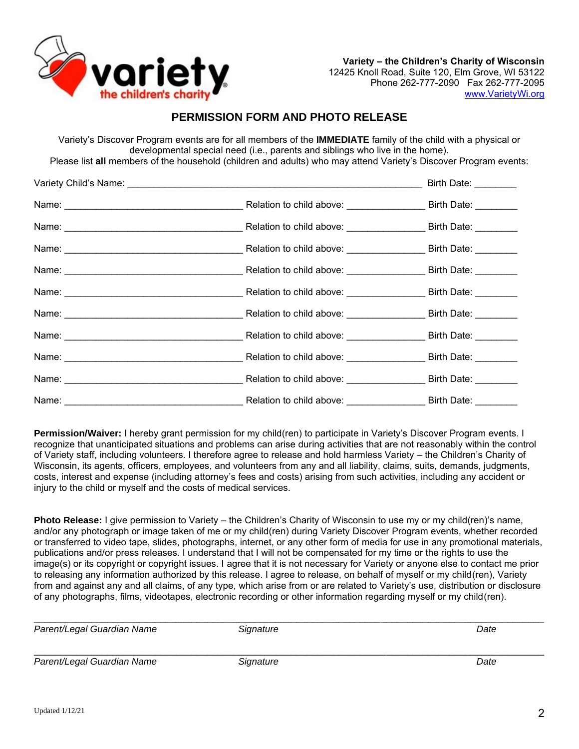**Variety – the Children's Charity of Wisconsin**
12425 Knoll Road, Suite 120, Elm Grove, WI 53122
Phone 262-777-2090 Fax 262-777-2095
www.VarietyWi.org

## PERMISSION FORM AND PHOTO RELEASE

Variety's Discover Program events are for all members of the **IMMEDIATE** family of the child with a physical or developmental special need (i.e., parents and siblings who live in the home).
Please list **all** members of the household (children and adults) who may attend Variety's Discover Program events:

Variety Child's Name: ____________________________________________ Birth Date: ________

Name: ______________________________ Relation to child above: ______________ Birth Date: ________

Name: ______________________________ Relation to child above: ______________ Birth Date: ________

Name: ______________________________ Relation to child above: ______________ Birth Date: ________

Name: ______________________________ Relation to child above: ______________ Birth Date: ________

Name: ______________________________ Relation to child above: ______________ Birth Date: ________

Name: ______________________________ Relation to child above: ______________ Birth Date: ________

Name: ______________________________ Relation to child above: ______________ Birth Date: ________

Name: ______________________________ Relation to child above: ______________ Birth Date: ________

Name: ______________________________ Relation to child above: ______________ Birth Date: ________

Name: ______________________________ Relation to child above: ______________ Birth Date: ________

**Permission/Waiver:** I hereby grant permission for my child(ren) to participate in Variety's Discover Program events. I recognize that unanticipated situations and problems can arise during activities that are not reasonably within the control of Variety staff, including volunteers. I therefore agree to release and hold harmless Variety – the Children's Charity of Wisconsin, its agents, officers, employees, and volunteers from any and all liability, claims, suits, demands, judgments, costs, interest and expense (including attorney's fees and costs) arising from such activities, including any accident or injury to the child or myself and the costs of medical services.

**Photo Release:** I give permission to Variety – the Children's Charity of Wisconsin to use my or my child(ren)'s name, and/or any photograph or image taken of me or my child(ren) during Variety Discover Program events, whether recorded or transferred to video tape, slides, photographs, internet, or any other form of media for use in any promotional materials, publications and/or press releases. I understand that I will not be compensated for my time or the rights to use the image(s) or its copyright or copyright issues. I agree that it is not necessary for Variety or anyone else to contact me prior to releasing any information authorized by this release. I agree to release, on behalf of myself or my child(ren), Variety from and against any and all claims, of any type, which arise from or are related to Variety's use, distribution or disclosure of any photographs, films, videotapes, electronic recording or other information regarding myself or my child(ren).

______________________________________________________________________________

*Parent/Legal Guardian Name* *Signature* *Date*

______________________________________________________________________________

*Parent/Legal Guardian Name* *Signature* *Date*

Updated 1/12/21